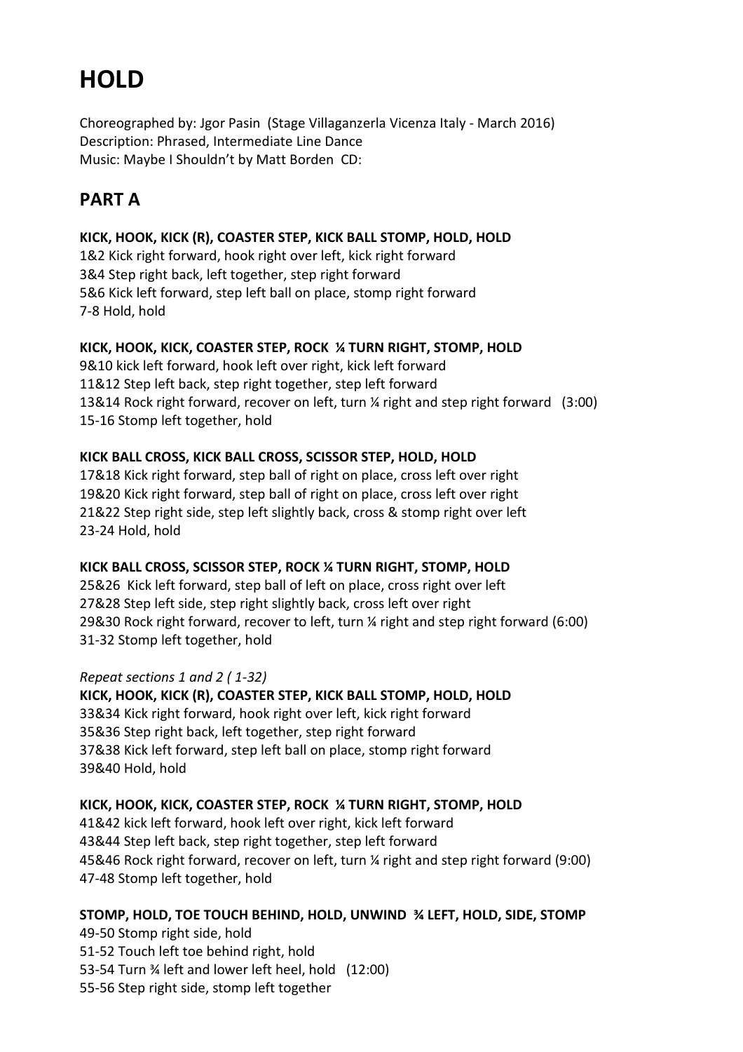# HOLD

Choreographed by: Jgor Pasin (Stage Villaganzerla Vicenza Italy - March 2016)
Description: Phrased, Intermediate Line Dance
Music: Maybe I Shouldn't by Matt Borden CD:

## PART A

**KICK, HOOK, KICK (R), COASTER STEP, KICK BALL STOMP, HOLD, HOLD**
1&2 Kick right forward, hook right over left, kick right forward
3&4 Step right back, left together, step right forward
5&6 Kick left forward, step left ball on place, stomp right forward
7-8 Hold, hold

**KICK, HOOK, KICK, COASTER STEP, ROCK ¼ TURN RIGHT, STOMP, HOLD**
9&10 kick left forward, hook left over right, kick left forward
11&12 Step left back, step right together, step left forward
13&14 Rock right forward, recover on left, turn ¼ right and step right forward (3:00)
15-16 Stomp left together, hold

**KICK BALL CROSS, KICK BALL CROSS, SCISSOR STEP, HOLD, HOLD**
17&18 Kick right forward, step ball of right on place, cross left over right
19&20 Kick right forward, step ball of right on place, cross left over right
21&22 Step right side, step left slightly back, cross & stomp right over left
23-24 Hold, hold

**KICK BALL CROSS, SCISSOR STEP, ROCK ¼ TURN RIGHT, STOMP, HOLD**
25&26 Kick left forward, step ball of left on place, cross right over left
27&28 Step left side, step right slightly back, cross left over right
29&30 Rock right forward, recover to left, turn ¼ right and step right forward (6:00)
31-32 Stomp left together, hold

*Repeat sections 1 and 2 ( 1-32)*
**KICK, HOOK, KICK (R), COASTER STEP, KICK BALL STOMP, HOLD, HOLD**
33&34 Kick right forward, hook right over left, kick right forward
35&36 Step right back, left together, step right forward
37&38 Kick left forward, step left ball on place, stomp right forward
39&40 Hold, hold

**KICK, HOOK, KICK, COASTER STEP, ROCK ¼ TURN RIGHT, STOMP, HOLD**
41&42 kick left forward, hook left over right, kick left forward
43&44 Step left back, step right together, step left forward
45&46 Rock right forward, recover on left, turn ¼ right and step right forward (9:00)
47-48 Stomp left together, hold

**STOMP, HOLD, TOE TOUCH BEHIND, HOLD, UNWIND ¾ LEFT, HOLD, SIDE, STOMP**
49-50 Stomp right side, hold
51-52 Touch left toe behind right, hold
53-54 Turn ¾ left and lower left heel, hold (12:00)
55-56 Step right side, stomp left together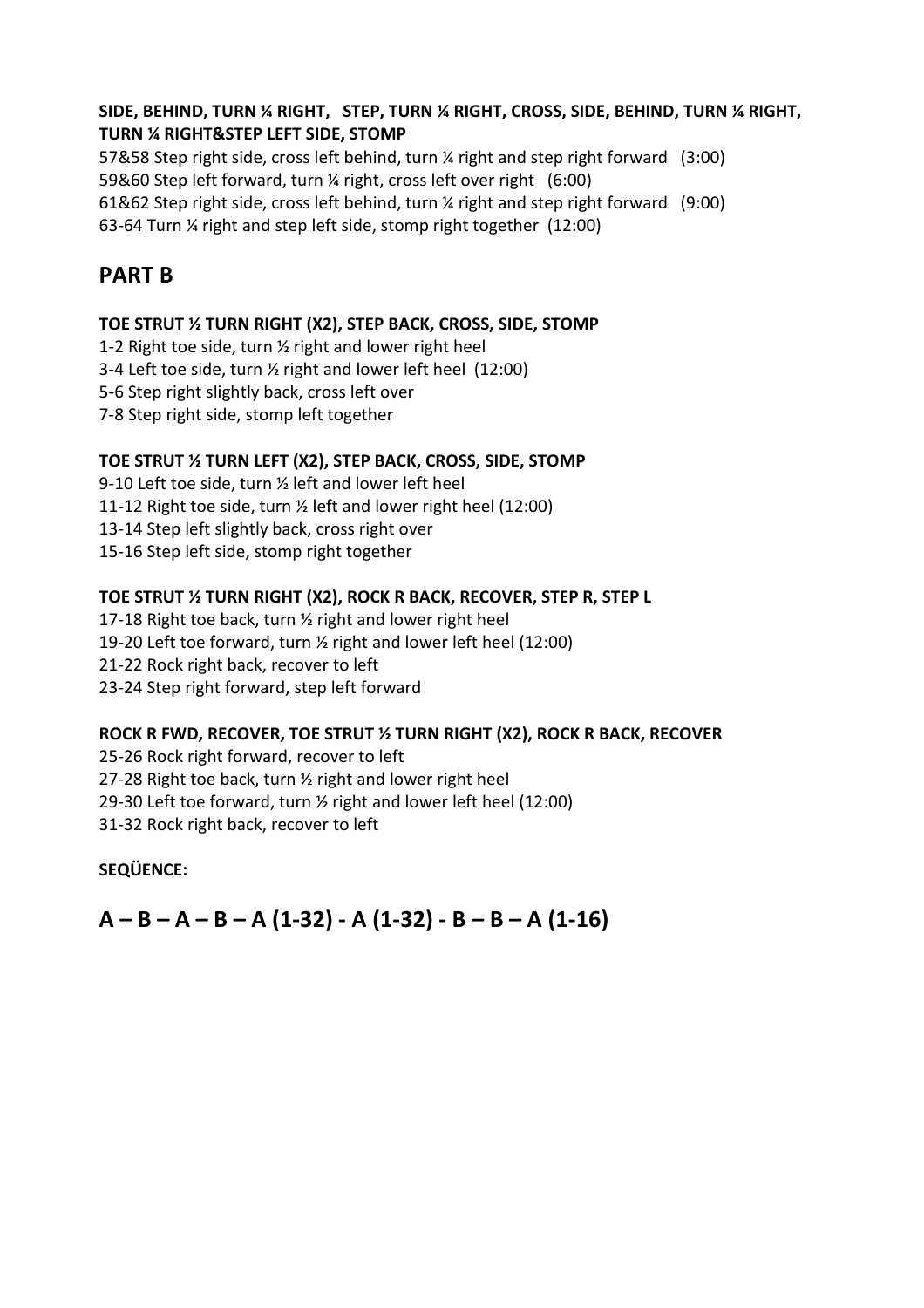**SIDE, BEHIND, TURN ¼ RIGHT, STEP, TURN ¼ RIGHT, CROSS, SIDE, BEHIND, TURN ¼ RIGHT, TURN ¼ RIGHT&STEP LEFT SIDE, STOMP**

57&58 Step right side, cross left behind, turn ¼ right and step right forward (3:00)
59&60 Step left forward, turn ¼ right, cross left over right (6:00)
61&62 Step right side, cross left behind, turn ¼ right and step right forward (9:00)
63-64 Turn ¼ right and step left side, stomp right together (12:00)

## PART B

**TOE STRUT ½ TURN RIGHT (X2), STEP BACK, CROSS, SIDE, STOMP**

1-2 Right toe side, turn ½ right and lower right heel
3-4 Left toe side, turn ½ right and lower left heel (12:00)
5-6 Step right slightly back, cross left over
7-8 Step right side, stomp left together

**TOE STRUT ½ TURN LEFT (X2), STEP BACK, CROSS, SIDE, STOMP**

9-10 Left toe side, turn ½ left and lower left heel
11-12 Right toe side, turn ½ left and lower right heel (12:00)
13-14 Step left slightly back, cross right over
15-16 Step left side, stomp right together

**TOE STRUT ½ TURN RIGHT (X2), ROCK R BACK, RECOVER, STEP R, STEP L**

17-18 Right toe back, turn ½ right and lower right heel
19-20 Left toe forward, turn ½ right and lower left heel (12:00)
21-22 Rock right back, recover to left
23-24 Step right forward, step left forward

**ROCK R FWD, RECOVER, TOE STRUT ½ TURN RIGHT (X2), ROCK R BACK, RECOVER**

25-26 Rock right forward, recover to left
27-28 Right toe back, turn ½ right and lower right heel
29-30 Left toe forward, turn ½ right and lower left heel (12:00)
31-32 Rock right back, recover to left

**SEQÜENCE:**

## A – B – A – B – A (1-32) - A (1-32) - B – B – A (1-16)